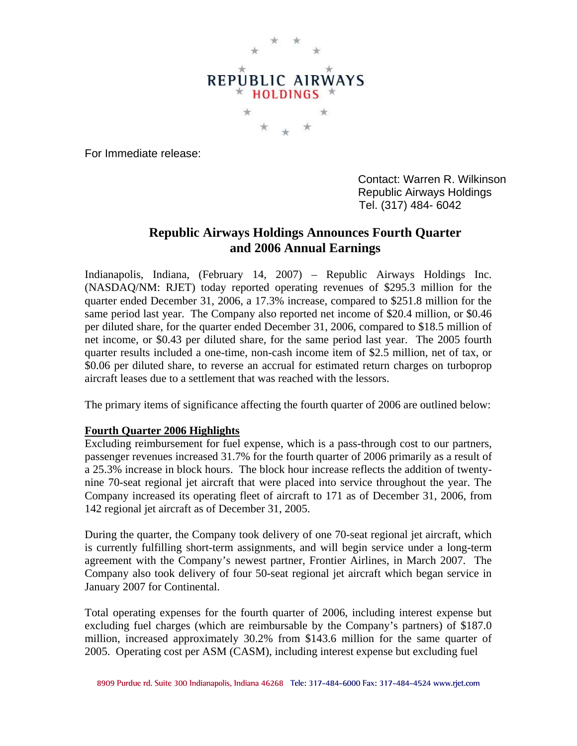REPUBLIC AIRWAYS HOLDINGS

For Immediate release:

Contact: Warren R. Wilkinson
Republic Airways Holdings
Tel. (317) 484- 6042

# Republic Airways Holdings Announces Fourth Quarter and 2006 Annual Earnings

Indianapolis, Indiana, (February 14, 2007) – Republic Airways Holdings Inc. (NASDAQ/NM: RJET) today reported operating revenues of $295.3 million for the quarter ended December 31, 2006, a 17.3% increase, compared to $251.8 million for the same period last year. The Company also reported net income of $20.4 million, or $0.46 per diluted share, for the quarter ended December 31, 2006, compared to $18.5 million of net income, or $0.43 per diluted share, for the same period last year. The 2005 fourth quarter results included a one-time, non-cash income item of $2.5 million, net of tax, or $0.06 per diluted share, to reverse an accrual for estimated return charges on turboprop aircraft leases due to a settlement that was reached with the lessors.

The primary items of significance affecting the fourth quarter of 2006 are outlined below:

**Fourth Quarter 2006 Highlights**

Excluding reimbursement for fuel expense, which is a pass-through cost to our partners, passenger revenues increased 31.7% for the fourth quarter of 2006 primarily as a result of a 25.3% increase in block hours. The block hour increase reflects the addition of twenty-nine 70-seat regional jet aircraft that were placed into service throughout the year. The Company increased its operating fleet of aircraft to 171 as of December 31, 2006, from 142 regional jet aircraft as of December 31, 2005.

During the quarter, the Company took delivery of one 70-seat regional jet aircraft, which is currently fulfilling short-term assignments, and will begin service under a long-term agreement with the Company's newest partner, Frontier Airlines, in March 2007. The Company also took delivery of four 50-seat regional jet aircraft which began service in January 2007 for Continental.

Total operating expenses for the fourth quarter of 2006, including interest expense but excluding fuel charges (which are reimbursable by the Company's partners) of $187.0 million, increased approximately 30.2% from $143.6 million for the same quarter of 2005. Operating cost per ASM (CASM), including interest expense but excluding fuel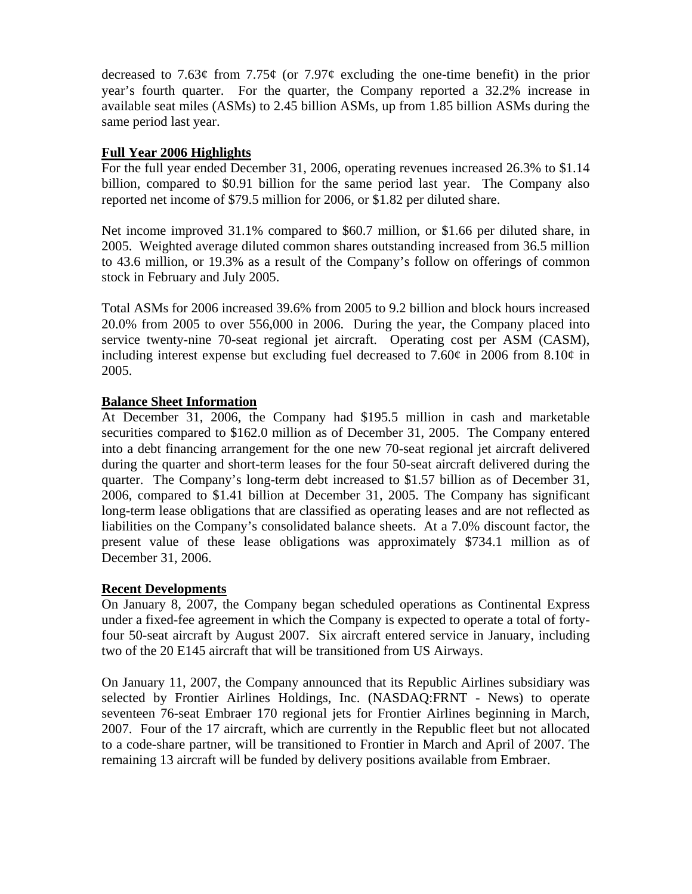decreased to 7.63¢ from 7.75¢ (or 7.97¢ excluding the one-time benefit) in the prior year's fourth quarter. For the quarter, the Company reported a 32.2% increase in available seat miles (ASMs) to 2.45 billion ASMs, up from 1.85 billion ASMs during the same period last year.

**Full Year 2006 Highlights**

For the full year ended December 31, 2006, operating revenues increased 26.3% to $1.14 billion, compared to $0.91 billion for the same period last year. The Company also reported net income of $79.5 million for 2006, or $1.82 per diluted share.

Net income improved 31.1% compared to $60.7 million, or $1.66 per diluted share, in 2005. Weighted average diluted common shares outstanding increased from 36.5 million to 43.6 million, or 19.3% as a result of the Company's follow on offerings of common stock in February and July 2005.

Total ASMs for 2006 increased 39.6% from 2005 to 9.2 billion and block hours increased 20.0% from 2005 to over 556,000 in 2006. During the year, the Company placed into service twenty-nine 70-seat regional jet aircraft. Operating cost per ASM (CASM), including interest expense but excluding fuel decreased to 7.60¢ in 2006 from 8.10¢ in 2005.

**Balance Sheet Information**

At December 31, 2006, the Company had $195.5 million in cash and marketable securities compared to $162.0 million as of December 31, 2005. The Company entered into a debt financing arrangement for the one new 70-seat regional jet aircraft delivered during the quarter and short-term leases for the four 50-seat aircraft delivered during the quarter. The Company's long-term debt increased to $1.57 billion as of December 31, 2006, compared to $1.41 billion at December 31, 2005. The Company has significant long-term lease obligations that are classified as operating leases and are not reflected as liabilities on the Company's consolidated balance sheets. At a 7.0% discount factor, the present value of these lease obligations was approximately $734.1 million as of December 31, 2006.

**Recent Developments**

On January 8, 2007, the Company began scheduled operations as Continental Express under a fixed-fee agreement in which the Company is expected to operate a total of forty-four 50-seat aircraft by August 2007. Six aircraft entered service in January, including two of the 20 E145 aircraft that will be transitioned from US Airways.

On January 11, 2007, the Company announced that its Republic Airlines subsidiary was selected by Frontier Airlines Holdings, Inc. (NASDAQ:FRNT - News) to operate seventeen 76-seat Embraer 170 regional jets for Frontier Airlines beginning in March, 2007. Four of the 17 aircraft, which are currently in the Republic fleet but not allocated to a code-share partner, will be transitioned to Frontier in March and April of 2007. The remaining 13 aircraft will be funded by delivery positions available from Embraer.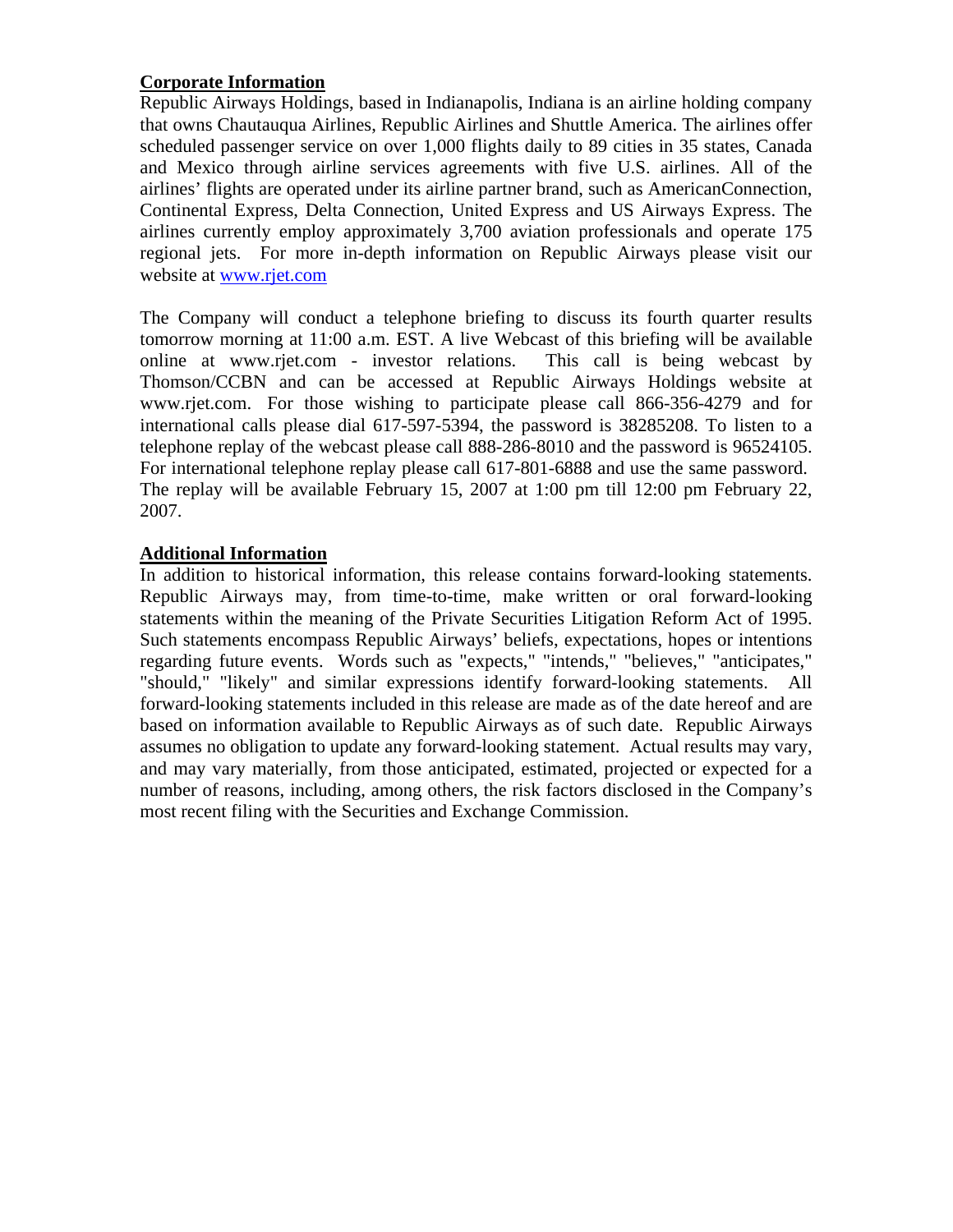**Corporate Information**

Republic Airways Holdings, based in Indianapolis, Indiana is an airline holding company that owns Chautauqua Airlines, Republic Airlines and Shuttle America. The airlines offer scheduled passenger service on over 1,000 flights daily to 89 cities in 35 states, Canada and Mexico through airline services agreements with five U.S. airlines. All of the airlines' flights are operated under its airline partner brand, such as AmericanConnection, Continental Express, Delta Connection, United Express and US Airways Express. The airlines currently employ approximately 3,700 aviation professionals and operate 175 regional jets. For more in-depth information on Republic Airways please visit our website at [www.rjet.com](http://www.rjet.com)

The Company will conduct a telephone briefing to discuss its fourth quarter results tomorrow morning at 11:00 a.m. EST. A live Webcast of this briefing will be available online at www.rjet.com - investor relations. This call is being webcast by Thomson/CCBN and can be accessed at Republic Airways Holdings website at www.rjet.com. For those wishing to participate please call 866-356-4279 and for international calls please dial 617-597-5394, the password is 38285208. To listen to a telephone replay of the webcast please call 888-286-8010 and the password is 96524105. For international telephone replay please call 617-801-6888 and use the same password. The replay will be available February 15, 2007 at 1:00 pm till 12:00 pm February 22, 2007.

**Additional Information**

In addition to historical information, this release contains forward-looking statements. Republic Airways may, from time-to-time, make written or oral forward-looking statements within the meaning of the Private Securities Litigation Reform Act of 1995. Such statements encompass Republic Airways' beliefs, expectations, hopes or intentions regarding future events. Words such as "expects," "intends," "believes," "anticipates," "should," "likely" and similar expressions identify forward-looking statements. All forward-looking statements included in this release are made as of the date hereof and are based on information available to Republic Airways as of such date. Republic Airways assumes no obligation to update any forward-looking statement. Actual results may vary, and may vary materially, from those anticipated, estimated, projected or expected for a number of reasons, including, among others, the risk factors disclosed in the Company's most recent filing with the Securities and Exchange Commission.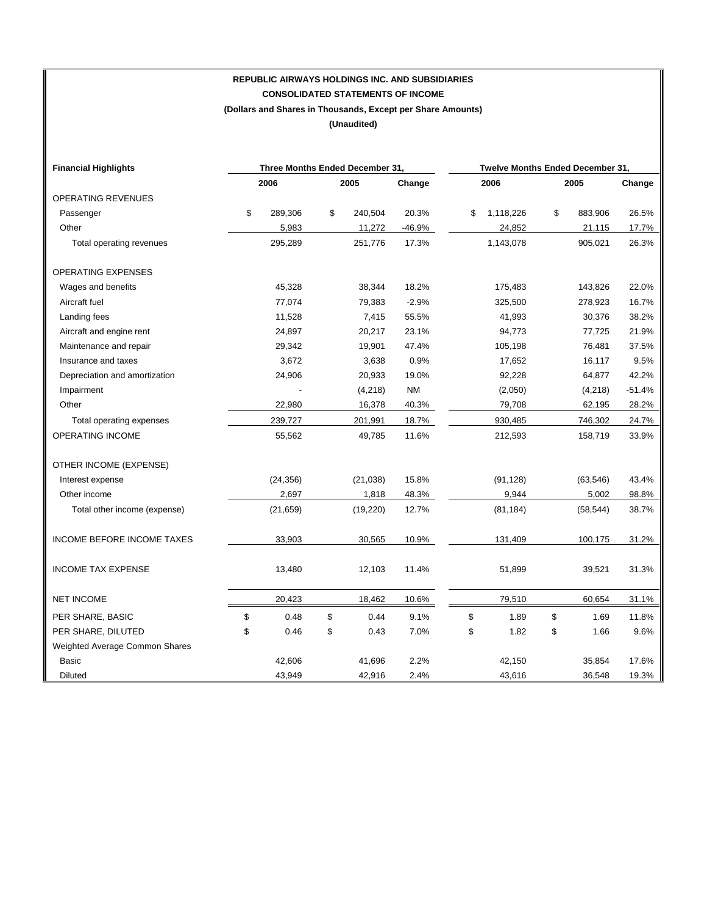**REPUBLIC AIRWAYS HOLDINGS INC. AND SUBSIDIARIES**

**CONSOLIDATED STATEMENTS OF INCOME**

**(Dollars and Shares in Thousands, Except per Share Amounts)**

**(Unaudited)**

| Financial Highlights | Three Months Ended December 31, | | | Twelve Months Ended December 31, | | |
|---|---|---|---|---|---|---|
| | 2006 | 2005 | Change | 2006 | 2005 | Change |
| OPERATING REVENUES | | | | | | |
| Passenger | $ 289,306 | $ 240,504 | 20.3% | $ 1,118,226 | $ 883,906 | 26.5% |
| Other | 5,983 | 11,272 | -46.9% | 24,852 | 21,115 | 17.7% |
| Total operating revenues | 295,289 | 251,776 | 17.3% | 1,143,078 | 905,021 | 26.3% |
| OPERATING EXPENSES | | | | | | |
| Wages and benefits | 45,328 | 38,344 | 18.2% | 175,483 | 143,826 | 22.0% |
| Aircraft fuel | 77,074 | 79,383 | -2.9% | 325,500 | 278,923 | 16.7% |
| Landing fees | 11,528 | 7,415 | 55.5% | 41,993 | 30,376 | 38.2% |
| Aircraft and engine rent | 24,897 | 20,217 | 23.1% | 94,773 | 77,725 | 21.9% |
| Maintenance and repair | 29,342 | 19,901 | 47.4% | 105,198 | 76,481 | 37.5% |
| Insurance and taxes | 3,672 | 3,638 | 0.9% | 17,652 | 16,117 | 9.5% |
| Depreciation and amortization | 24,906 | 20,933 | 19.0% | 92,228 | 64,877 | 42.2% |
| Impairment | - | (4,218) | NM | (2,050) | (4,218) | -51.4% |
| Other | 22,980 | 16,378 | 40.3% | 79,708 | 62,195 | 28.2% |
| Total operating expenses | 239,727 | 201,991 | 18.7% | 930,485 | 746,302 | 24.7% |
| OPERATING INCOME | 55,562 | 49,785 | 11.6% | 212,593 | 158,719 | 33.9% |
| OTHER INCOME (EXPENSE) | | | | | | |
| Interest expense | (24,356) | (21,038) | 15.8% | (91,128) | (63,546) | 43.4% |
| Other income | 2,697 | 1,818 | 48.3% | 9,944 | 5,002 | 98.8% |
| Total other income (expense) | (21,659) | (19,220) | 12.7% | (81,184) | (58,544) | 38.7% |
| INCOME BEFORE INCOME TAXES | 33,903 | 30,565 | 10.9% | 131,409 | 100,175 | 31.2% |
| INCOME TAX EXPENSE | 13,480 | 12,103 | 11.4% | 51,899 | 39,521 | 31.3% |
| NET INCOME | 20,423 | 18,462 | 10.6% | 79,510 | 60,654 | 31.1% |
| PER SHARE, BASIC | $ 0.48 | $ 0.44 | 9.1% | $ 1.89 | $ 1.69 | 11.8% |
| PER SHARE, DILUTED | $ 0.46 | $ 0.43 | 7.0% | $ 1.82 | $ 1.66 | 9.6% |
| Weighted Average Common Shares | | | | | | |
| Basic | 42,606 | 41,696 | 2.2% | 42,150 | 35,854 | 17.6% |
| Diluted | 43,949 | 42,916 | 2.4% | 43,616 | 36,548 | 19.3% |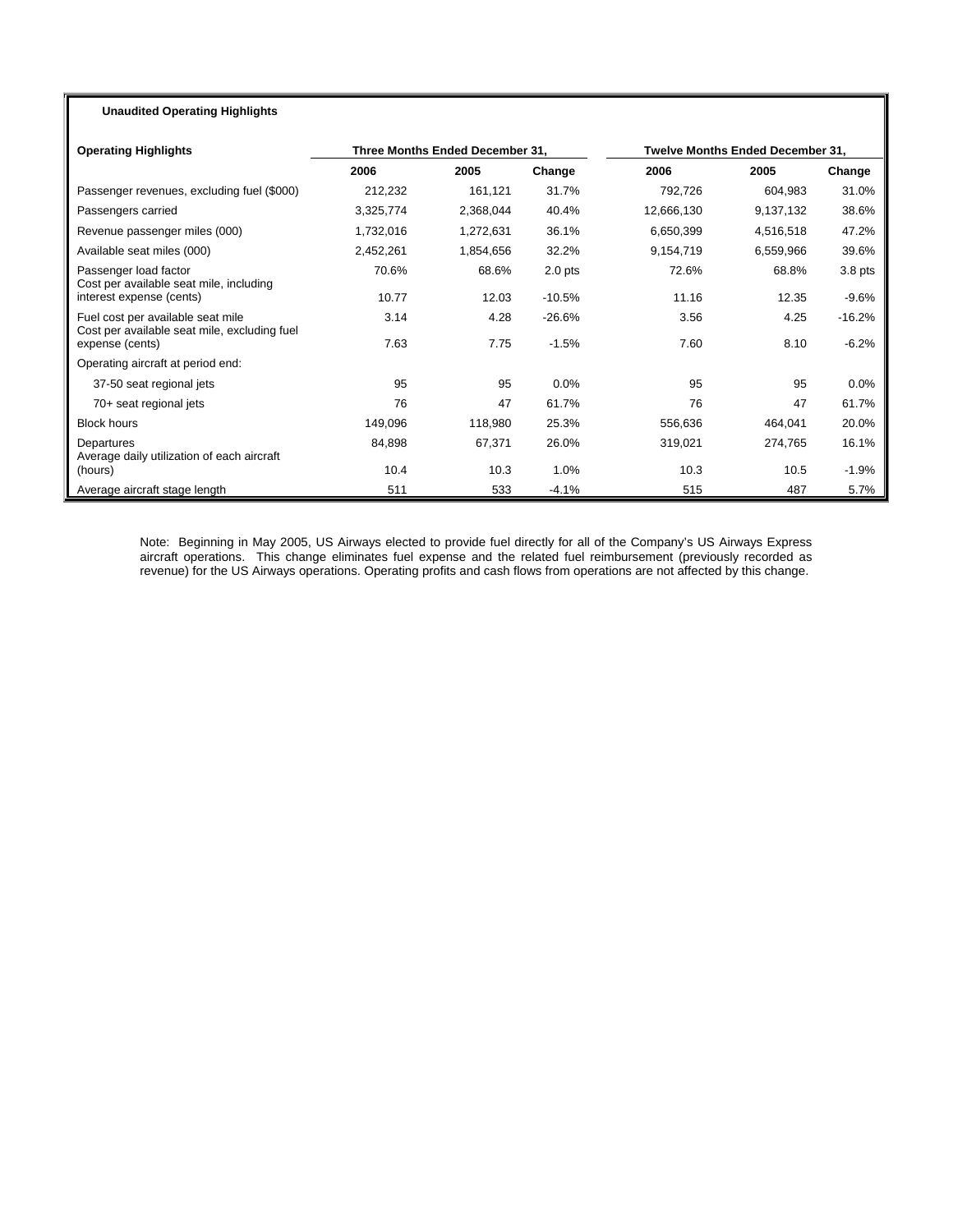**Unaudited Operating Highlights**

| Operating Highlights | Three Months Ended December 31, | | | Twelve Months Ended December 31, | | |
|---|---|---|---|---|---|---|
| | 2006 | 2005 | Change | 2006 | 2005 | Change |
| Passenger revenues, excluding fuel ($000) | 212,232 | 161,121 | 31.7% | 792,726 | 604,983 | 31.0% |
| Passengers carried | 3,325,774 | 2,368,044 | 40.4% | 12,666,130 | 9,137,132 | 38.6% |
| Revenue passenger miles (000) | 1,732,016 | 1,272,631 | 36.1% | 6,650,399 | 4,516,518 | 47.2% |
| Available seat miles (000) | 2,452,261 | 1,854,656 | 32.2% | 9,154,719 | 6,559,966 | 39.6% |
| Passenger load factor | 70.6% | 68.6% | 2.0 pts | 72.6% | 68.8% | 3.8 pts |
| Cost per available seat mile, including interest expense (cents) | 10.77 | 12.03 | -10.5% | 11.16 | 12.35 | -9.6% |
| Fuel cost per available seat mile | 3.14 | 4.28 | -26.6% | 3.56 | 4.25 | -16.2% |
| Cost per available seat mile, excluding fuel expense (cents) | 7.63 | 7.75 | -1.5% | 7.60 | 8.10 | -6.2% |
| Operating aircraft at period end: | | | | | | |
| 37-50 seat regional jets | 95 | 95 | 0.0% | 95 | 95 | 0.0% |
| 70+ seat regional jets | 76 | 47 | 61.7% | 76 | 47 | 61.7% |
| Block hours | 149,096 | 118,980 | 25.3% | 556,636 | 464,041 | 20.0% |
| Departures | 84,898 | 67,371 | 26.0% | 319,021 | 274,765 | 16.1% |
| Average daily utilization of each aircraft (hours) | 10.4 | 10.3 | 1.0% | 10.3 | 10.5 | -1.9% |
| Average aircraft stage length | 511 | 533 | -4.1% | 515 | 487 | 5.7% |

Note: Beginning in May 2005, US Airways elected to provide fuel directly for all of the Company's US Airways Express aircraft operations. This change eliminates fuel expense and the related fuel reimbursement (previously recorded as revenue) for the US Airways operations. Operating profits and cash flows from operations are not affected by this change.